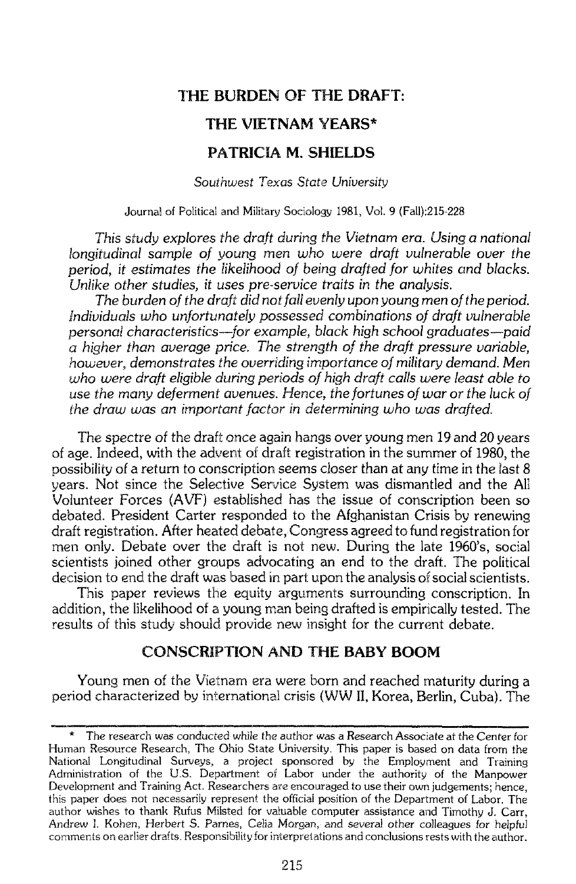# THE BURDEN OF THE DRAFT:

# THE VIETNAM YEARS*

## PATRICIA M. SHIELDS

*Southwest Texas State University*

Journal of Political and Military Sociology 1981, Vol. 9 (Fall):215-228

*This study explores the draft during the Vietnam era. Using a national longitudinal sample of young men who were draft vulnerable over the period, it estimates the likelihood of being drafted for whites and blacks. Unlike other studies, it uses pre-service traits in the analysis.*

*The burden of the draft did not fall evenly upon young men of the period. Individuals who unfortunately possessed combinations of draft vulnerable personal characteristics—for example, black high school graduates—paid a higher than average price. The strength of the draft pressure variable, however, demonstrates the overriding importance of military demand. Men who were draft eligible during periods of high draft calls were least able to use the many deferment avenues. Hence, the fortunes of war or the luck of the draw was an important factor in determining who was drafted.*

The spectre of the draft once again hangs over young men 19 and 20 years of age. Indeed, with the advent of draft registration in the summer of 1980, the possibility of a return to conscription seems closer than at any time in the last 8 years. Not since the Selective Service System was dismantled and the All Volunteer Forces (AVF) established has the issue of conscription been so debated. President Carter responded to the Afghanistan Crisis by renewing draft registration. After heated debate, Congress agreed to fund registration for men only. Debate over the draft is not new. During the late 1960's, social scientists joined other groups advocating an end to the draft. The political decision to end the draft was based in part upon the analysis of social scientists.

This paper reviews the equity arguments surrounding conscription. In addition, the likelihood of a young man being drafted is empirically tested. The results of this study should provide new insight for the current debate.

## CONSCRIPTION AND THE BABY BOOM

Young men of the Vietnam era were born and reached maturity during a period characterized by international crisis (WW II, Korea, Berlin, Cuba). The

---

\* The research was conducted while the author was a Research Associate at the Center for Human Resource Research, The Ohio State University. This paper is based on data from the National Longitudinal Surveys, a project sponsored by the Employment and Training Administration of the U.S. Department of Labor under the authority of the Manpower Development and Training Act. Researchers are encouraged to use their own judgements; hence, this paper does not necessarily represent the official position of the Department of Labor. The author wishes to thank Rufus Milsted for valuable computer assistance and Timothy J. Carr, Andrew I. Kohen, Herbert S. Parnes, Celia Morgan, and several other colleagues for helpful comments on earlier drafts. Responsibility for interpretations and conclusions rests with the author.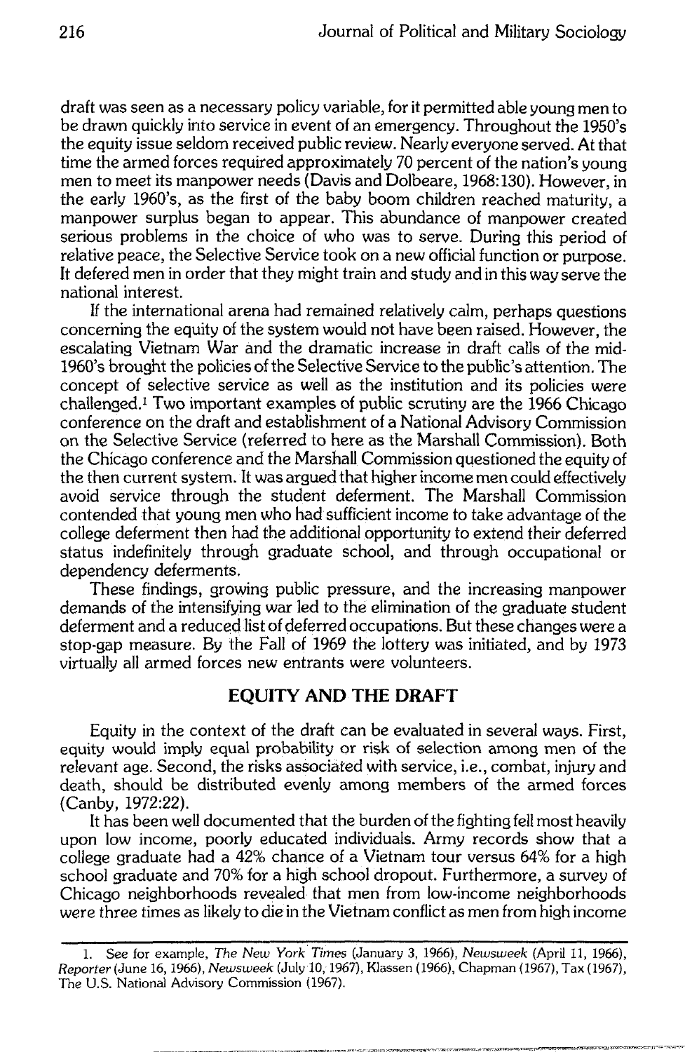draft was seen as a necessary policy variable, for it permitted able young men to be drawn quickly into service in event of an emergency. Throughout the 1950's the equity issue seldom received public review. Nearly everyone served. At that time the armed forces required approximately 70 percent of the nation's young men to meet its manpower needs (Davis and Dolbeare, 1968:130). However, in the early 1960's, as the first of the baby boom children reached maturity, a manpower surplus began to appear. This abundance of manpower created serious problems in the choice of who was to serve. During this period of relative peace, the Selective Service took on a new official function or purpose. It defered men in order that they might train and study and in this way serve the national interest.

If the international arena had remained relatively calm, perhaps questions concerning the equity of the system would not have been raised. However, the escalating Vietnam War and the dramatic increase in draft calls of the mid-1960's brought the policies of the Selective Service to the public's attention. The concept of selective service as well as the institution and its policies were challenged.[1] Two important examples of public scrutiny are the 1966 Chicago conference on the draft and establishment of a National Advisory Commission on the Selective Service (referred to here as the Marshall Commission). Both the Chicago conference and the Marshall Commission questioned the equity of the then current system. It was argued that higher income men could effectively avoid service through the student deferment. The Marshall Commission contended that young men who had sufficient income to take advantage of the college deferment then had the additional opportunity to extend their deferred status indefinitely through graduate school, and through occupational or dependency deferments.

These findings, growing public pressure, and the increasing manpower demands of the intensifying war led to the elimination of the graduate student deferment and a reduced list of deferred occupations. But these changes were a stop-gap measure. By the Fall of 1969 the lottery was initiated, and by 1973 virtually all armed forces new entrants were volunteers.

## EQUITY AND THE DRAFT

Equity in the context of the draft can be evaluated in several ways. First, equity would imply equal probability or risk of selection among men of the relevant age. Second, the risks associated with service, i.e., combat, injury and death, should be distributed evenly among members of the armed forces (Canby, 1972:22).

It has been well documented that the burden of the fighting fell most heavily upon low income, poorly educated individuals. Army records show that a college graduate had a 42% chance of a Vietnam tour versus 64% for a high school graduate and 70% for a high school dropout. Furthermore, a survey of Chicago neighborhoods revealed that men from low-income neighborhoods were three times as likely to die in the Vietnam conflict as men from high income

1. See for example, *The New York Times* (January 3, 1966), *Newsweek* (April 11, 1966), *Reporter* (June 16, 1966), *Newsweek* (July 10, 1967), Klassen (1966), Chapman (1967), Tax (1967), The U.S. National Advisory Commission (1967).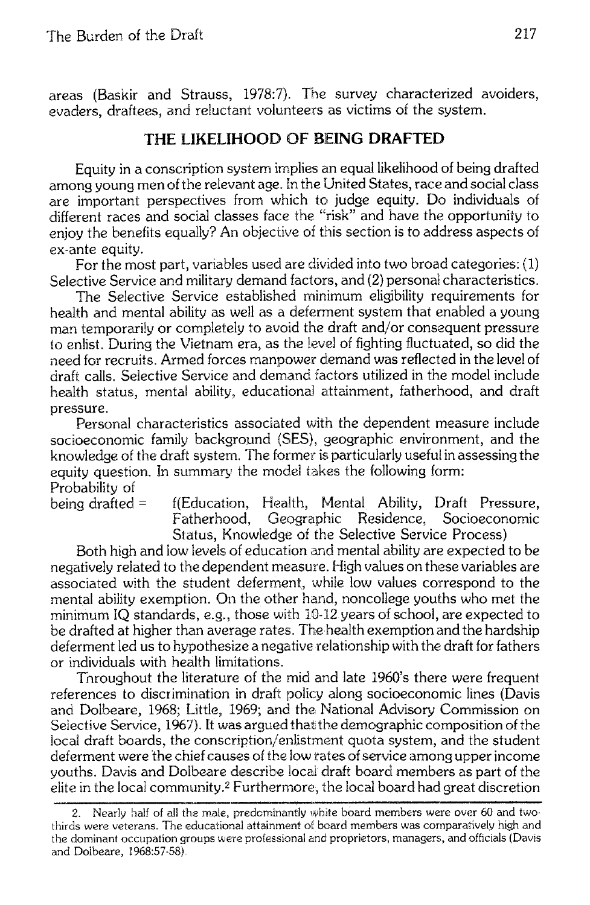areas (Baskir and Strauss, 1978:7). The survey characterized avoiders, evaders, draftees, and reluctant volunteers as victims of the system.

## THE LIKELIHOOD OF BEING DRAFTED

Equity in a conscription system implies an equal likelihood of being drafted among young men of the relevant age. In the United States, race and social class are important perspectives from which to judge equity. Do individuals of different races and social classes face the "risk" and have the opportunity to enjoy the benefits equally? An objective of this section is to address aspects of ex-ante equity.

For the most part, variables used are divided into two broad categories: (1) Selective Service and military demand factors, and (2) personal characteristics.

The Selective Service established minimum eligibility requirements for health and mental ability as well as a deferment system that enabled a young man temporarily or completely to avoid the draft and/or consequent pressure to enlist. During the Vietnam era, as the level of fighting fluctuated, so did the need for recruits. Armed forces manpower demand was reflected in the level of draft calls. Selective Service and demand factors utilized in the model include health status, mental ability, educational attainment, fatherhood, and draft pressure.

Personal characteristics associated with the dependent measure include socioeconomic family background (SES), geographic environment, and the knowledge of the draft system. The former is particularly useful in assessing the equity question. In summary the model takes the following form:

Probability of being drafted = f(Education, Health, Mental Ability, Draft Pressure, Fatherhood, Geographic Residence, Socioeconomic Status, Knowledge of the Selective Service Process)

Both high and low levels of education and mental ability are expected to be negatively related to the dependent measure. High values on these variables are associated with the student deferment, while low values correspond to the mental ability exemption. On the other hand, noncollege youths who met the minimum IQ standards, e.g., those with 10-12 years of school, are expected to be drafted at higher than average rates. The health exemption and the hardship deferment led us to hypothesize a negative relationship with the draft for fathers or individuals with health limitations.

Throughout the literature of the mid and late 1960's there were frequent references to discrimination in draft policy along socioeconomic lines (Davis and Dolbeare, 1968; Little, 1969; and the National Advisory Commission on Selective Service, 1967). It was argued that the demographic composition of the local draft boards, the conscription/enlistment quota system, and the student deferment were the chief causes of the low rates of service among upper income youths. Davis and Dolbeare describe local draft board members as part of the elite in the local community.[2] Furthermore, the local board had great discretion

---

2. Nearly half of all the male, predominantly white board members were over 60 and two-thirds were veterans. The educational attainment of board members was comparatively high and the dominant occupation groups were professional and proprietors, managers, and officials (Davis and Dolbeare, 1968:57-58).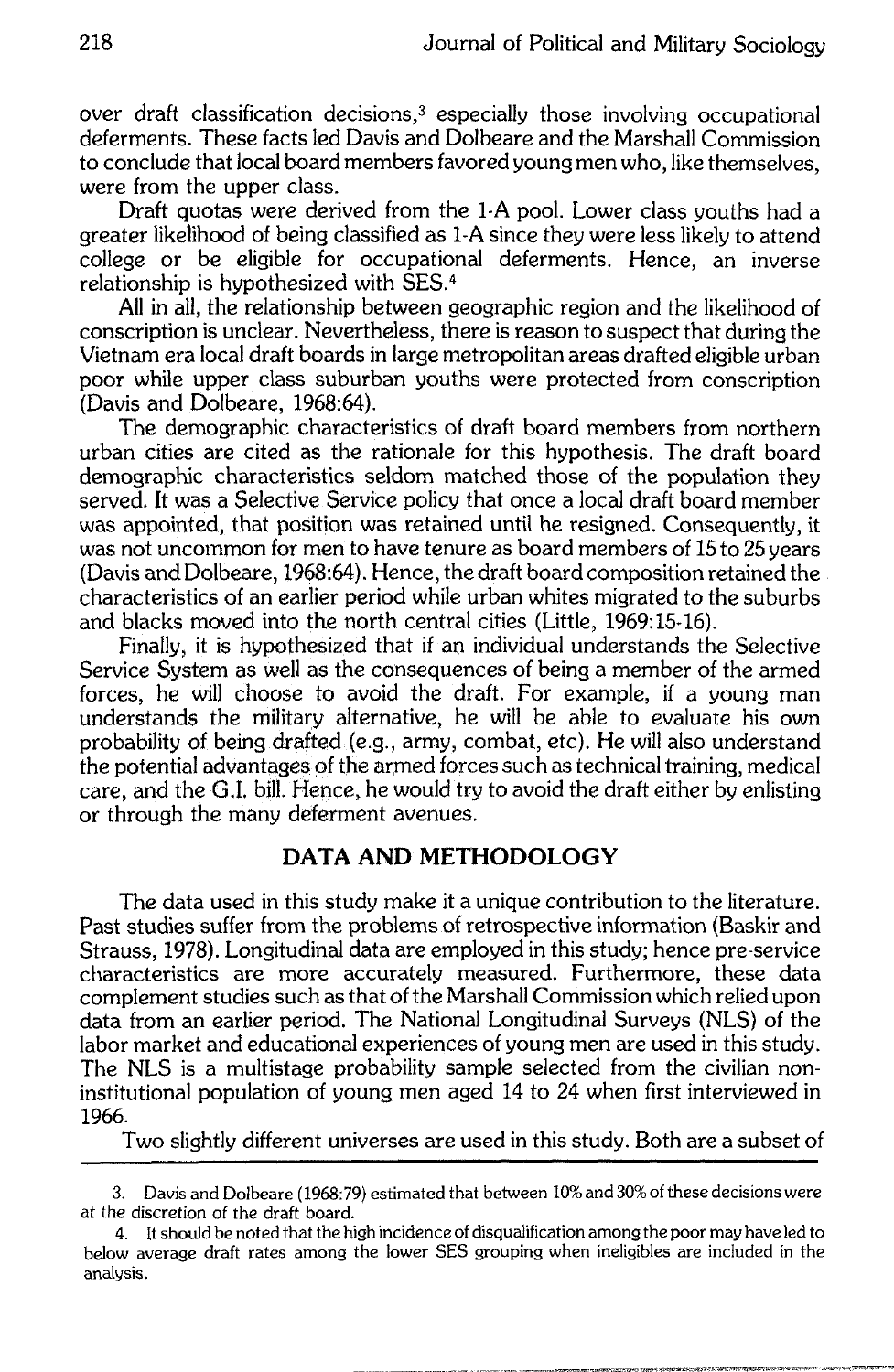over draft classification decisions,[3] especially those involving occupational deferments. These facts led Davis and Dolbeare and the Marshall Commission to conclude that local board members favored young men who, like themselves, were from the upper class.

Draft quotas were derived from the 1-A pool. Lower class youths had a greater likelihood of being classified as 1-A since they were less likely to attend college or be eligible for occupational deferments. Hence, an inverse relationship is hypothesized with SES.[4]

All in all, the relationship between geographic region and the likelihood of conscription is unclear. Nevertheless, there is reason to suspect that during the Vietnam era local draft boards in large metropolitan areas drafted eligible urban poor while upper class suburban youths were protected from conscription (Davis and Dolbeare, 1968:64).

The demographic characteristics of draft board members from northern urban cities are cited as the rationale for this hypothesis. The draft board demographic characteristics seldom matched those of the population they served. It was a Selective Service policy that once a local draft board member was appointed, that position was retained until he resigned. Consequently, it was not uncommon for men to have tenure as board members of 15 to 25 years (Davis and Dolbeare, 1968:64). Hence, the draft board composition retained the characteristics of an earlier period while urban whites migrated to the suburbs and blacks moved into the north central cities (Little, 1969:15-16).

Finally, it is hypothesized that if an individual understands the Selective Service System as well as the consequences of being a member of the armed forces, he will choose to avoid the draft. For example, if a young man understands the military alternative, he will be able to evaluate his own probability of being drafted (e.g., army, combat, etc). He will also understand the potential advantages of the armed forces such as technical training, medical care, and the G.I. bill. Hence, he would try to avoid the draft either by enlisting or through the many deferment avenues.

## DATA AND METHODOLOGY

The data used in this study make it a unique contribution to the literature. Past studies suffer from the problems of retrospective information (Baskir and Strauss, 1978). Longitudinal data are employed in this study; hence pre-service characteristics are more accurately measured. Furthermore, these data complement studies such as that of the Marshall Commission which relied upon data from an earlier period. The National Longitudinal Surveys (NLS) of the labor market and educational experiences of young men are used in this study. The NLS is a multistage probability sample selected from the civilian non-institutional population of young men aged 14 to 24 when first interviewed in 1966.

Two slightly different universes are used in this study. Both are a subset of

---

3. Davis and Dolbeare (1968:79) estimated that between 10% and 30% of these decisions were at the discretion of the draft board.

4. It should be noted that the high incidence of disqualification among the poor may have led to below average draft rates among the lower SES grouping when ineligibles are included in the analysis.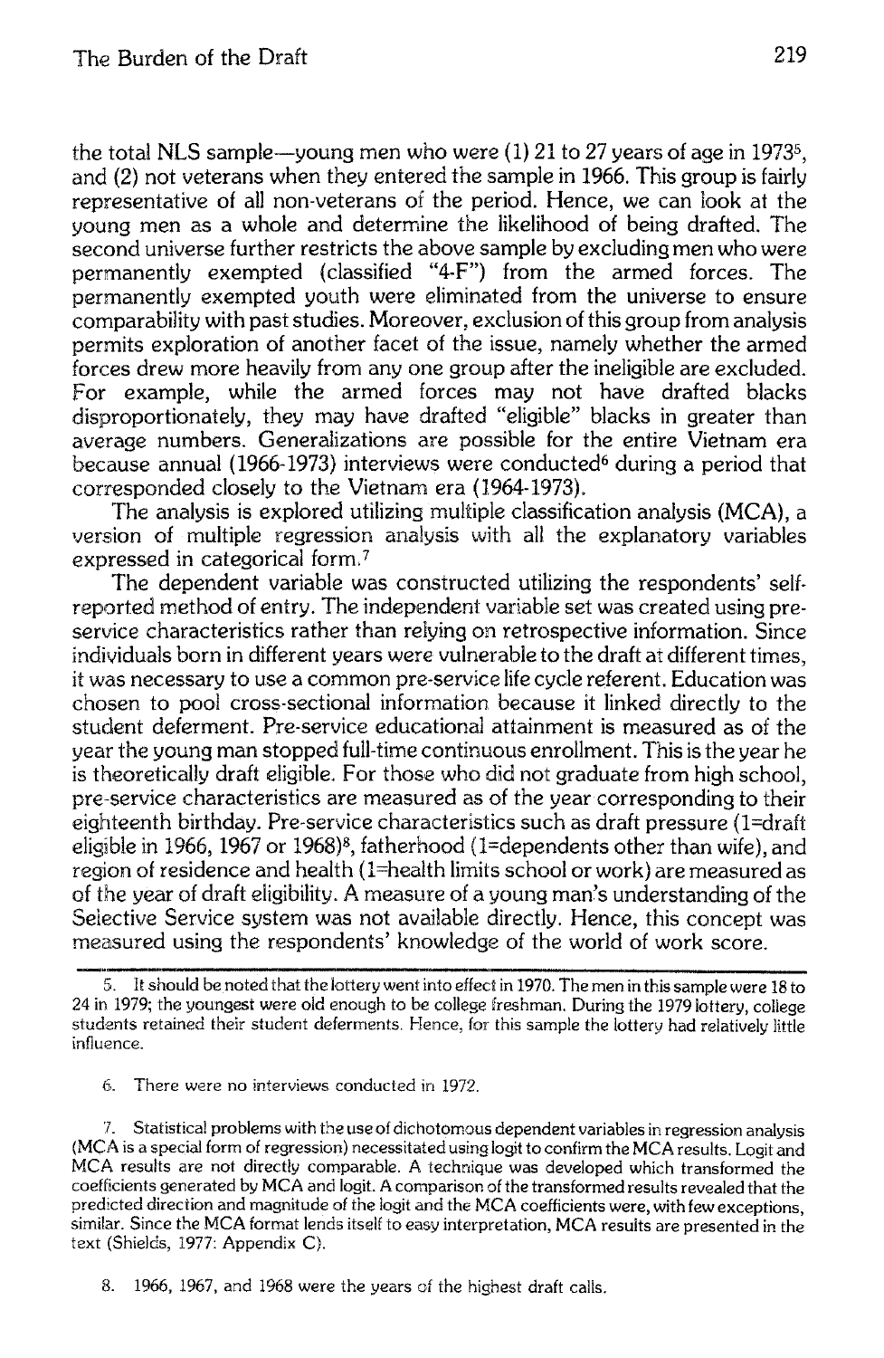the total NLS sample—young men who were (1) 21 to 27 years of age in 1973[5], and (2) not veterans when they entered the sample in 1966. This group is fairly representative of all non-veterans of the period. Hence, we can look at the young men as a whole and determine the likelihood of being drafted. The second universe further restricts the above sample by excluding men who were permanently exempted (classified "4-F") from the armed forces. The permanently exempted youth were eliminated from the universe to ensure comparability with past studies. Moreover, exclusion of this group from analysis permits exploration of another facet of the issue, namely whether the armed forces drew more heavily from any one group after the ineligible are excluded. For example, while the armed forces may not have drafted blacks disproportionately, they may have drafted "eligible" blacks in greater than average numbers. Generalizations are possible for the entire Vietnam era because annual (1966-1973) interviews were conducted[6] during a period that corresponded closely to the Vietnam era (1964-1973).

The analysis is explored utilizing multiple classification analysis (MCA), a version of multiple regression analysis with all the explanatory variables expressed in categorical form.[7]

The dependent variable was constructed utilizing the respondents' self-reported method of entry. The independent variable set was created using pre-service characteristics rather than relying on retrospective information. Since individuals born in different years were vulnerable to the draft at different times, it was necessary to use a common pre-service life cycle referent. Education was chosen to pool cross-sectional information because it linked directly to the student deferment. Pre-service educational attainment is measured as of the year the young man stopped full-time continuous enrollment. This is the year he is theoretically draft eligible. For those who did not graduate from high school, pre-service characteristics are measured as of the year corresponding to their eighteenth birthday. Pre-service characteristics such as draft pressure (1=draft eligible in 1966, 1967 or 1968)[8], fatherhood (1=dependents other than wife), and region of residence and health (1=health limits school or work) are measured as of the year of draft eligibility. A measure of a young man's understanding of the Selective Service system was not available directly. Hence, this concept was measured using the respondents' knowledge of the world of work score.

---

5. It should be noted that the lottery went into effect in 1970. The men in this sample were 18 to 24 in 1979; the youngest were old enough to be college freshman. During the 1979 lottery, college students retained their student deferments. Hence, for this sample the lottery had relatively little influence.

6. There were no interviews conducted in 1972.

7. Statistical problems with the use of dichotomous dependent variables in regression analysis (MCA is a special form of regression) necessitated using logit to confirm the MCA results. Logit and MCA results are not directly comparable. A technique was developed which transformed the coefficients generated by MCA and logit. A comparison of the transformed results revealed that the predicted direction and magnitude of the logit and the MCA coefficients were, with few exceptions, similar. Since the MCA format lends itself to easy interpretation, MCA results are presented in the text (Shields, 1977: Appendix C).

8. 1966, 1967, and 1968 were the years of the highest draft calls.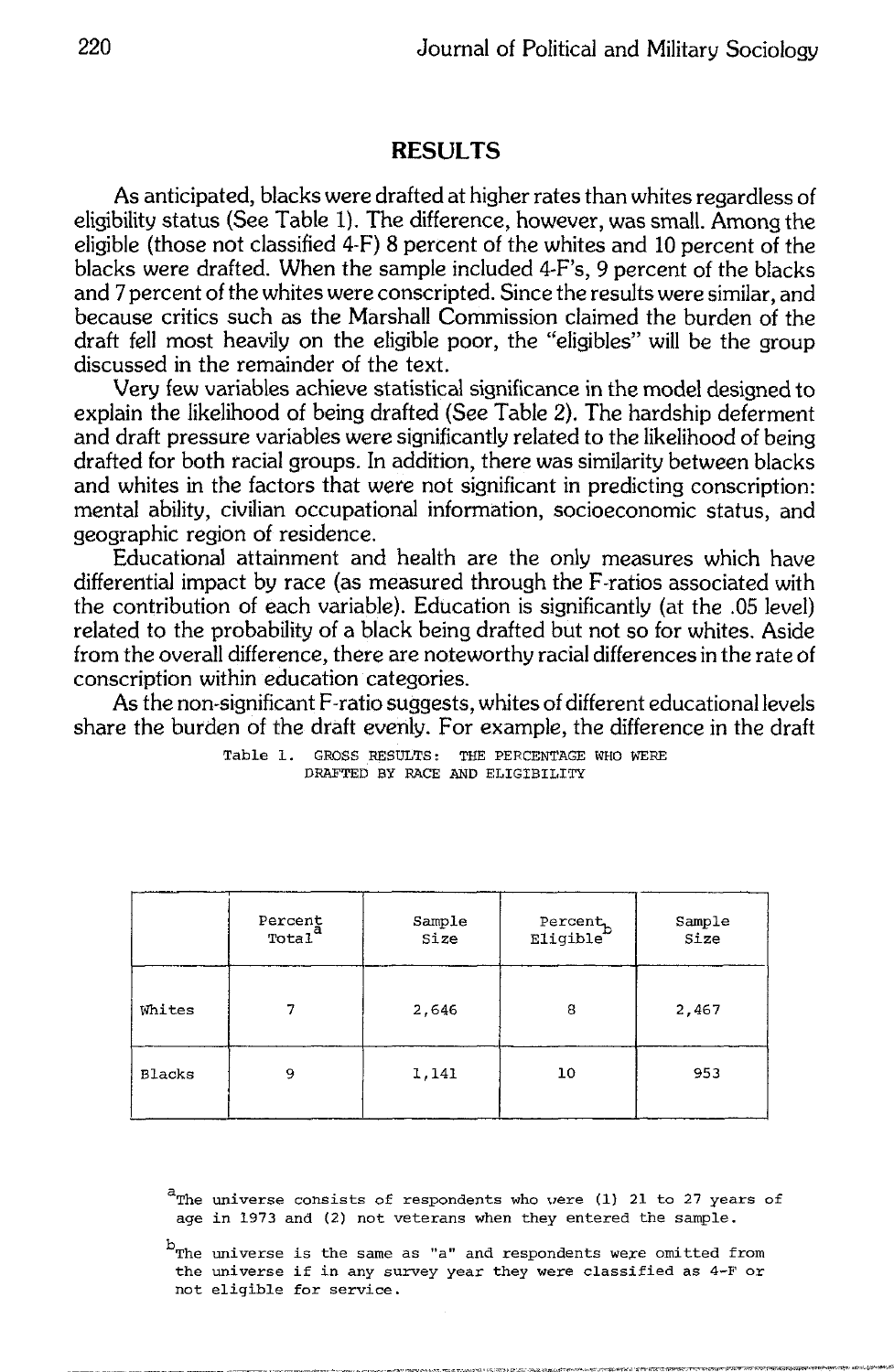## RESULTS

As anticipated, blacks were drafted at higher rates than whites regardless of eligibility status (See Table 1). The difference, however, was small. Among the eligible (those not classified 4-F) 8 percent of the whites and 10 percent of the blacks were drafted. When the sample included 4-F's, 9 percent of the blacks and 7 percent of the whites were conscripted. Since the results were similar, and because critics such as the Marshall Commission claimed the burden of the draft fell most heavily on the eligible poor, the "eligibles" will be the group discussed in the remainder of the text.

Very few variables achieve statistical significance in the model designed to explain the likelihood of being drafted (See Table 2). The hardship deferment and draft pressure variables were significantly related to the likelihood of being drafted for both racial groups. In addition, there was similarity between blacks and whites in the factors that were not significant in predicting conscription: mental ability, civilian occupational information, socioeconomic status, and geographic region of residence.

Educational attainment and health are the only measures which have differential impact by race (as measured through the F-ratios associated with the contribution of each variable). Education is significantly (at the .05 level) related to the probability of a black being drafted but not so for whites. Aside from the overall difference, there are noteworthy racial differences in the rate of conscription within education categories.

As the non-significant F-ratio suggests, whites of different educational levels share the burden of the draft evenly. For example, the difference in the draft

Table 1. GROSS RESULTS: THE PERCENTAGE WHO WERE DRAFTED BY RACE AND ELIGIBILITY

| | Percent Total[a] | Sample Size | Percent Eligible[b] | Sample Size |
|---|---|---|---|---|
| Whites | 7 | 2,646 | 8 | 2,467 |
| Blacks | 9 | 1,141 | 10 | 953 |

[a]The universe consists of respondents who were (1) 21 to 27 years of age in 1973 and (2) not veterans when they entered the sample.

[b]The universe is the same as "a" and respondents were omitted from the universe if in any survey year they were classified as 4-F or not eligible for service.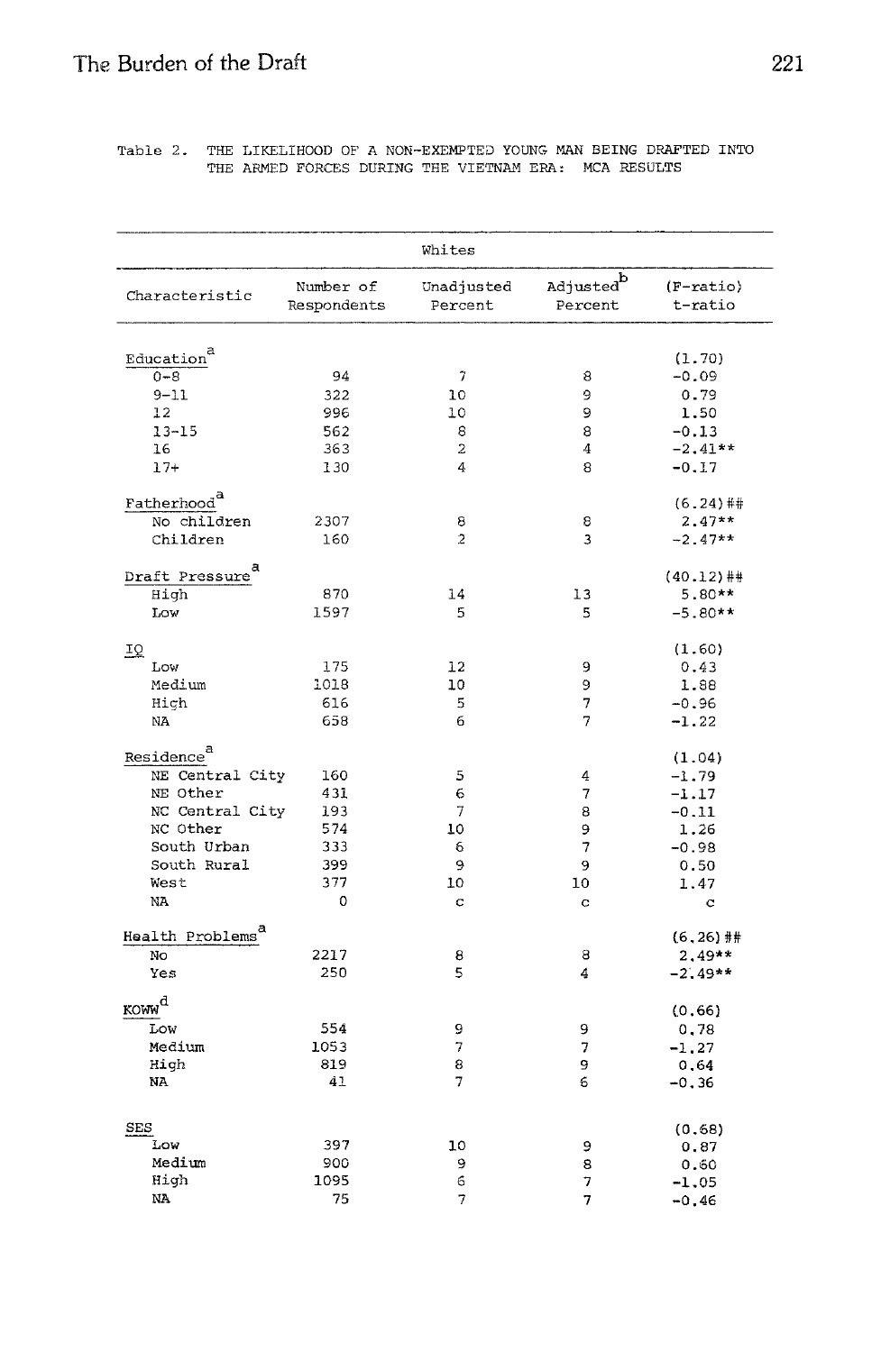Table 2. THE LIKELIHOOD OF A NON-EXEMPTED YOUNG MAN BEING DRAFTED INTO THE ARMED FORCES DURING THE VIETNAM ERA: MCA RESULTS

| Whites | | | | |
|---|---|---|---|---|
| Characteristic | Number of Respondents | Unadjusted Percent | Adjusted[b] Percent | (F-ratio) t-ratio |
| Education[a] | | | | (1.70) |
| 0-8 | 94 | 7 | 8 | -0.09 |
| 9-11 | 322 | 10 | 9 | 0.79 |
| 12 | 996 | 10 | 9 | 1.50 |
| 13-15 | 562 | 8 | 8 | -0.13 |
| 16 | 363 | 2 | 4 | -2.41** |
| 17+ | 130 | 4 | 8 | -0.17 |
| Fatherhood[a] | | | | (6.24)## |
| No children | 2307 | 8 | 8 | 2.47** |
| Children | 160 | 2 | 3 | -2.47** |
| Draft Pressure[a] | | | | (40.12)## |
| High | 870 | 14 | 13 | 5.80** |
| Low | 1597 | 5 | 5 | -5.80** |
| IQ | | | | (1.60) |
| Low | 175 | 12 | 9 | 0.43 |
| Medium | 1018 | 10 | 9 | 1.88 |
| High | 616 | 5 | 7 | -0.96 |
| NA | 658 | 6 | 7 | -1.22 |
| Residence[a] | | | | (1.04) |
| NE Central City | 160 | 5 | 4 | -1.79 |
| NE Other | 431 | 6 | 7 | -1.17 |
| NC Central City | 193 | 7 | 8 | -0.11 |
| NC Other | 574 | 10 | 9 | 1.26 |
| South Urban | 333 | 6 | 7 | -0.98 |
| South Rural | 399 | 9 | 9 | 0.50 |
| West | 377 | 10 | 10 | 1.47 |
| NA | 0 | c | c | c |
| Health Problems[a] | | | | (6.26)## |
| No | 2217 | 8 | 8 | 2.49** |
| Yes | 250 | 5 | 4 | -2.49** |
| KOWW[d] | | | | (0.66) |
| Low | 554 | 9 | 9 | 0.78 |
| Medium | 1053 | 7 | 7 | -1.27 |
| High | 819 | 8 | 9 | 0.64 |
| NA | 41 | 7 | 6 | -0.36 |
| SES | | | | (0.68) |
| Low | 397 | 10 | 9 | 0.87 |
| Medium | 900 | 9 | 8 | 0.60 |
| High | 1095 | 6 | 7 | -1.05 |
| NA | 75 | 7 | 7 | -0.46 |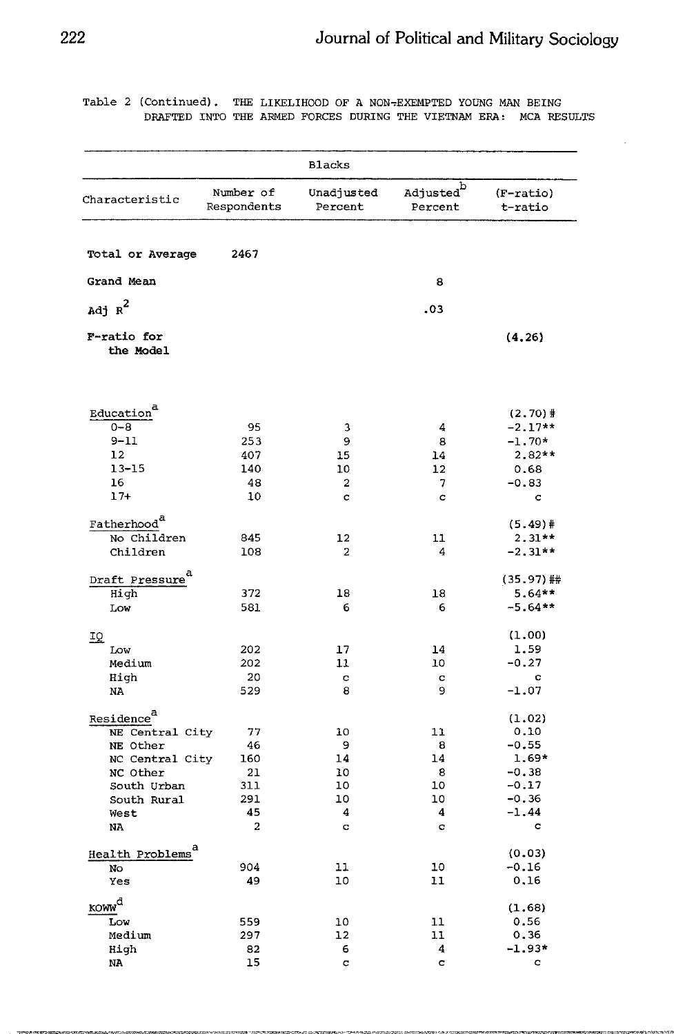Table 2 (Continued). THE LIKELIHOOD OF A NON-EXEMPTED YOUNG MAN BEING DRAFTED INTO THE ARMED FORCES DURING THE VIETNAM ERA: MCA RESULTS

| | Blacks | | | |
|---|---|---|---|---|
| Characteristic | Number of Respondents | Unadjusted Percent | Adjusted[b] Percent | (F-ratio) t-ratio |
| **Total or Average** | 2467 | | | |
| **Grand Mean** | | | 8 | |
| **Adj $R^2$** | | | .03 | |
| **F-ratio for the Model** | | | | (4.26) |
| Education[a] | | | | (2.70)# |
| 0-8 | 95 | 3 | 4 | -2.17** |
| 9-11 | 253 | 9 | 8 | -1.70* |
| 12 | 407 | 15 | 14 | 2.82** |
| 13-15 | 140 | 10 | 12 | 0.68 |
| 16 | 48 | 2 | 7 | -0.83 |
| 17+ | 10 | c | c | c |
| Fatherhood[a] | | | | (5.49)# |
| No Children | 845 | 12 | 11 | 2.31** |
| Children | 108 | 2 | 4 | -2.31** |
| Draft Pressure[a] | | | | (35.97)## |
| High | 372 | 18 | 18 | 5.64** |
| Low | 581 | 6 | 6 | -5.64** |
| IQ | | | | (1.00) |
| Low | 202 | 17 | 14 | 1.59 |
| Medium | 202 | 11 | 10 | -0.27 |
| High | 20 | c | c | c |
| NA | 529 | 8 | 9 | -1.07 |
| Residence[a] | | | | (1.02) |
| NE Central City | 77 | 10 | 11 | 0.10 |
| NE Other | 46 | 9 | 8 | -0.55 |
| NC Central City | 160 | 14 | 14 | 1.69* |
| NC Other | 21 | 10 | 8 | -0.38 |
| South Urban | 311 | 10 | 10 | -0.17 |
| South Rural | 291 | 10 | 10 | -0.36 |
| West | 45 | 4 | 4 | -1.44 |
| NA | 2 | c | c | c |
| Health Problems[a] | | | | (0.03) |
| No | 904 | 11 | 10 | -0.16 |
| Yes | 49 | 10 | 11 | 0.16 |
| KOWW[d] | | | | (1.68) |
| Low | 559 | 10 | 11 | 0.56 |
| Medium | 297 | 12 | 11 | 0.36 |
| High | 82 | 6 | 4 | -1.93* |
| NA | 15 | c | c | c |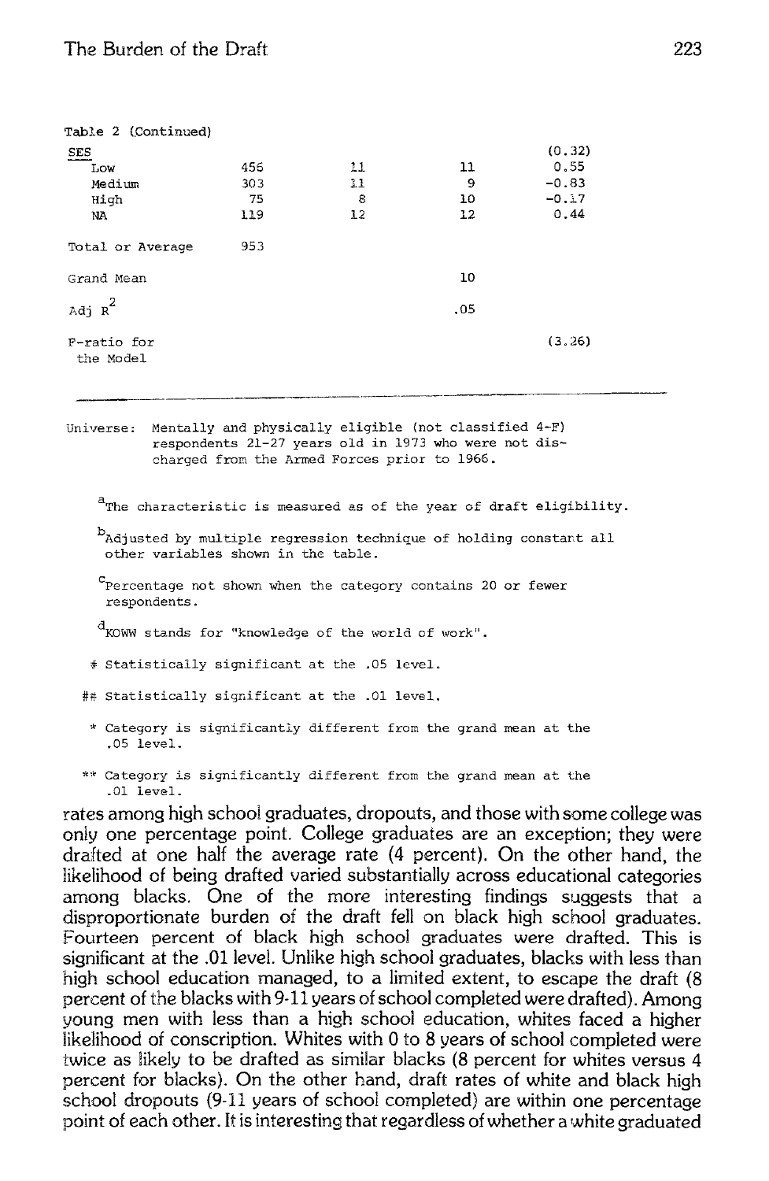Table 2 (Continued)

| | | | | |
|---|---|---|---|---|
| SES | | | | (0.32) |
| Low | 456 | 11 | 11 | 0.55 |
| Medium | 303 | 11 | 9 | -0.83 |
| High | 75 | 8 | 10 | -0.17 |
| NA | 119 | 12 | 12 | 0.44 |
| Total or Average | 953 | | | |
| Grand Mean | | | 10 | |
| Adj $R^2$ | | | .05 | |
| F-ratio for the Model | | | | (3.26) |

Universe: Mentally and physically eligible (not classified 4-F) respondents 21-27 years old in 1973 who were not discharged from the Armed Forces prior to 1966.

[a]The characteristic is measured as of the year of draft eligibility.

[b]Adjusted by multiple regression technique of holding constant all other variables shown in the table.

[c]Percentage not shown when the category contains 20 or fewer respondents.

[d]KOWW stands for "knowledge of the world of work".

# Statistically significant at the .05 level.

## Statistically significant at the .01 level.

* Category is significantly different from the grand mean at the .05 level.

** Category is significantly different from the grand mean at the .01 level.

rates among high school graduates, dropouts, and those with some college was only one percentage point. College graduates are an exception; they were drafted at one half the average rate (4 percent). On the other hand, the likelihood of being drafted varied substantially across educational categories among blacks. One of the more interesting findings suggests that a disproportionate burden of the draft fell on black high school graduates. Fourteen percent of black high school graduates were drafted. This is significant at the .01 level. Unlike high school graduates, blacks with less than high school education managed, to a limited extent, to escape the draft (8 percent of the blacks with 9-11 years of school completed were drafted). Among young men with less than a high school education, whites faced a higher likelihood of conscription. Whites with 0 to 8 years of school completed were twice as likely to be drafted as similar blacks (8 percent for whites versus 4 percent for blacks). On the other hand, draft rates of white and black high school dropouts (9-11 years of school completed) are within one percentage point of each other. It is interesting that regardless of whether a white graduated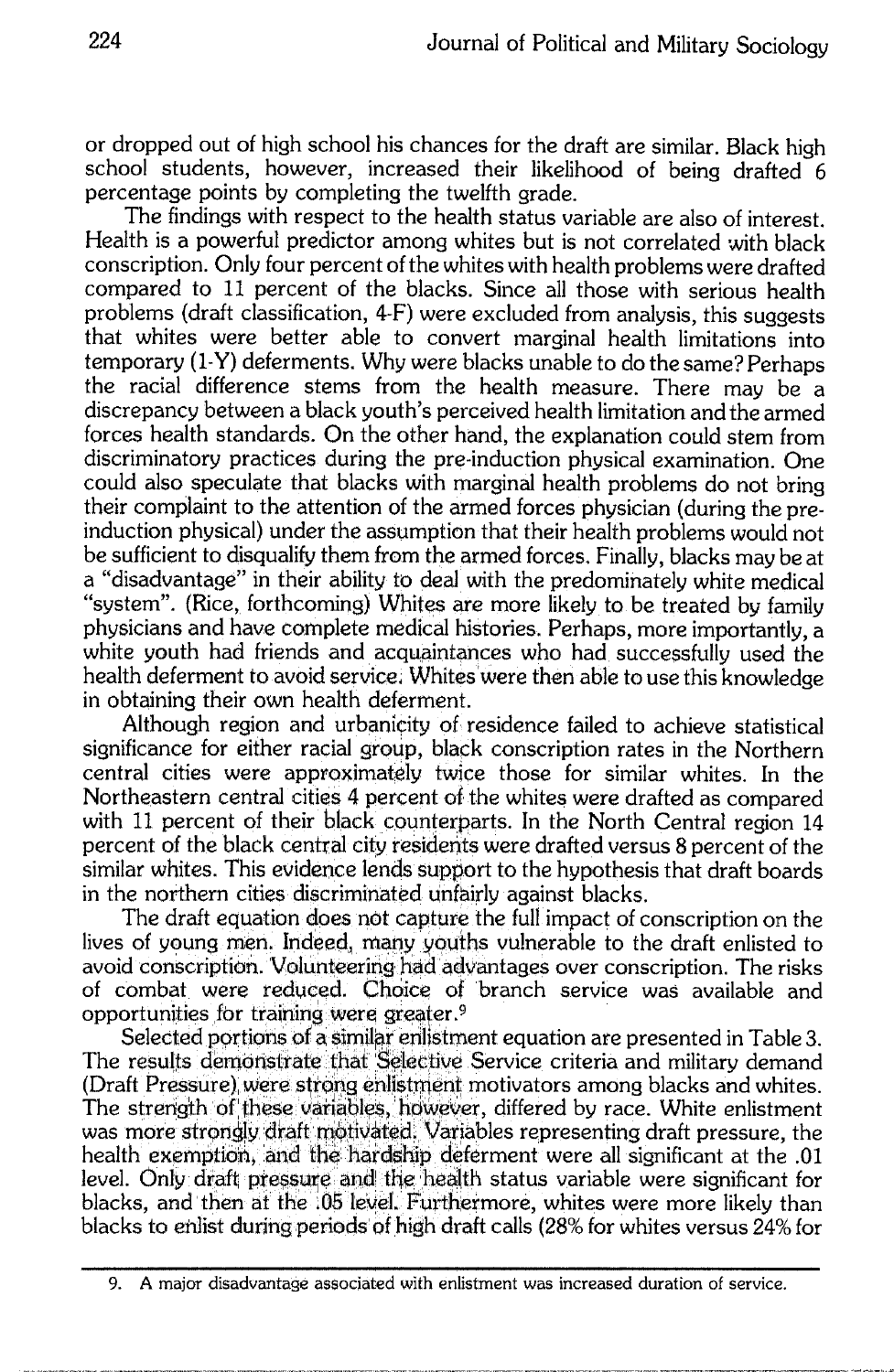or dropped out of high school his chances for the draft are similar. Black high school students, however, increased their likelihood of being drafted 6 percentage points by completing the twelfth grade.

The findings with respect to the health status variable are also of interest. Health is a powerful predictor among whites but is not correlated with black conscription. Only four percent of the whites with health problems were drafted compared to 11 percent of the blacks. Since all those with serious health problems (draft classification, 4-F) were excluded from analysis, this suggests that whites were better able to convert marginal health limitations into temporary (1-Y) deferments. Why were blacks unable to do the same? Perhaps the racial difference stems from the health measure. There may be a discrepancy between a black youth's perceived health limitation and the armed forces health standards. On the other hand, the explanation could stem from discriminatory practices during the pre-induction physical examination. One could also speculate that blacks with marginal health problems do not bring their complaint to the attention of the armed forces physician (during the pre-induction physical) under the assumption that their health problems would not be sufficient to disqualify them from the armed forces. Finally, blacks may be at a "disadvantage" in their ability to deal with the predominately white medical "system". (Rice, forthcoming) Whites are more likely to be treated by family physicians and have complete medical histories. Perhaps, more importantly, a white youth had friends and acquaintances who had successfully used the health deferment to avoid service. Whites were then able to use this knowledge in obtaining their own health deferment.

Although region and urbanicity of residence failed to achieve statistical significance for either racial group, black conscription rates in the Northern central cities were approximately twice those for similar whites. In the Northeastern central cities 4 percent of the whites were drafted as compared with 11 percent of their black counterparts. In the North Central region 14 percent of the black central city residents were drafted versus 8 percent of the similar whites. This evidence lends support to the hypothesis that draft boards in the northern cities discriminated unfairly against blacks.

The draft equation does not capture the full impact of conscription on the lives of young men. Indeed, many youths vulnerable to the draft enlisted to avoid conscription. Volunteering had advantages over conscription. The risks of combat were reduced. Choice of branch service was available and opportunities for training were greater.[9]

Selected portions of a similar enlistment equation are presented in Table 3. The results demonstrate that Selective Service criteria and military demand (Draft Pressure) were strong enlistment motivators among blacks and whites. The strength of these variables, however, differed by race. White enlistment was more strongly draft motivated. Variables representing draft pressure, the health exemption, and the hardship deferment were all significant at the .01 level. Only draft pressure and the health status variable were significant for blacks, and then at the .05 level. Furthermore, whites were more likely than blacks to enlist during periods of high draft calls (28% for whites versus 24% for

9. A major disadvantage associated with enlistment was increased duration of service.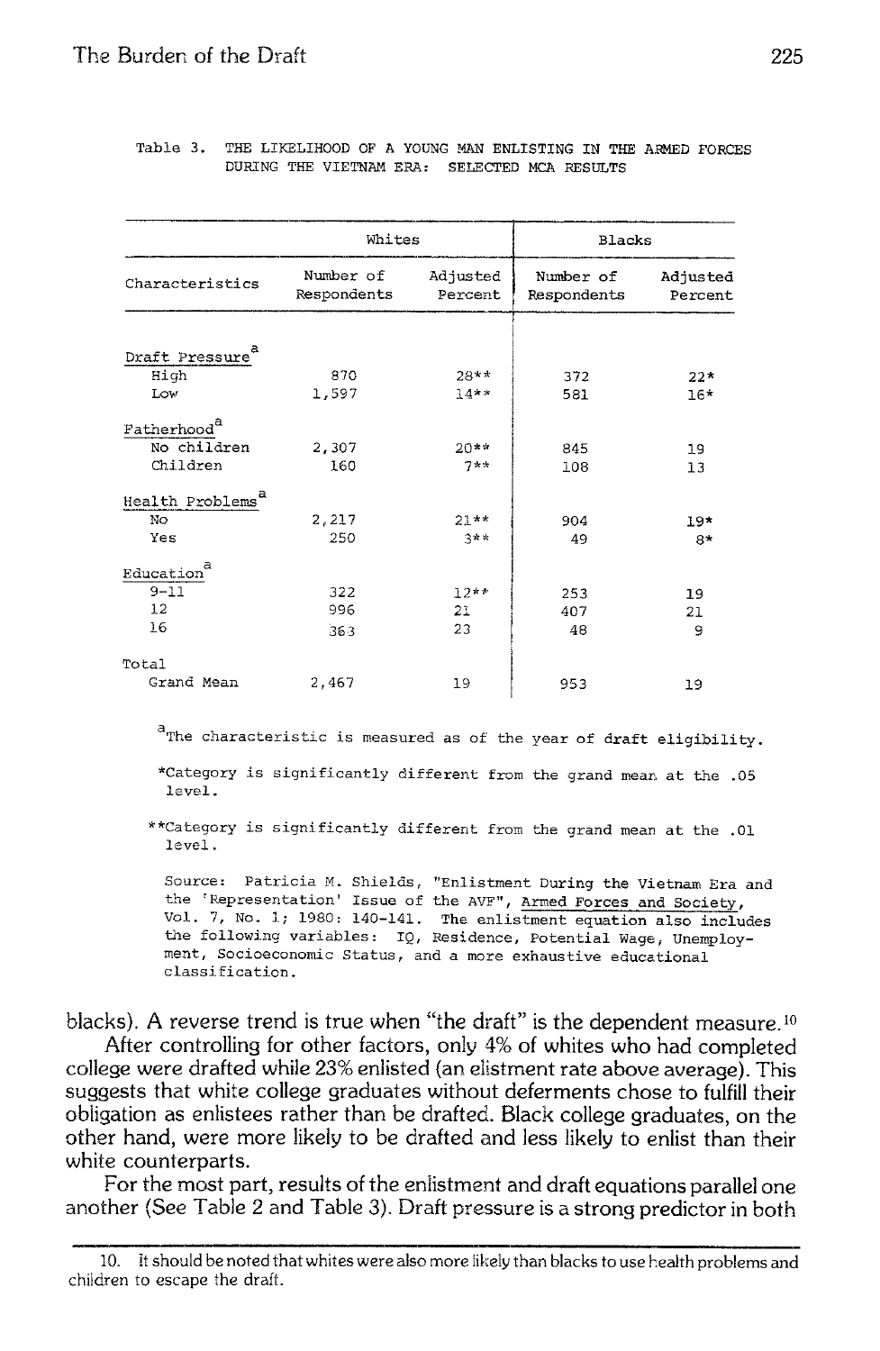Table 3. THE LIKELIHOOD OF A YOUNG MAN ENLISTING IN THE ARMED FORCES DURING THE VIETNAM ERA: SELECTED MCA RESULTS

| Characteristics | Whites | | Blacks | |
|---|---|---|---|---|
| | Number of Respondents | Adjusted Percent | Number of Respondents | Adjusted Percent |
| Draft Pressure[a] | | | | |
| High | 870 | 28** | 372 | 22* |
| Low | 1,597 | 14** | 581 | 16* |
| Fatherhood[a] | | | | |
| No children | 2,307 | 20** | 845 | 19 |
| Children | 160 | 7** | 108 | 13 |
| Health Problems[a] | | | | |
| No | 2,217 | 21** | 904 | 19* |
| Yes | 250 | 3** | 49 | 8* |
| Education[a] | | | | |
| 9-11 | 322 | 12** | 253 | 19 |
| 12 | 996 | 21 | 407 | 21 |
| 16 | 363 | 23 | 48 | 9 |
| Total | | | | |
| Grand Mean | 2,467 | 19 | 953 | 19 |

[a]The characteristic is measured as of the year of draft eligibility.

*Category is significantly different from the grand mean at the .05 level.

**Category is significantly different from the grand mean at the .01 level.

Source: Patricia M. Shields, "Enlistment During the Vietnam Era and the 'Representation' Issue of the AVF", Armed Forces and Society, Vol. 7, No. 1; 1980: 140-141. The enlistment equation also includes the following variables: IQ, Residence, Potential Wage, Unemployment, Socioeconomic Status, and a more exhaustive educational classification.

blacks). A reverse trend is true when "the draft" is the dependent measure.[10]

After controlling for other factors, only 4% of whites who had completed college were drafted while 23% enlisted (an elistment rate above average). This suggests that white college graduates without deferments chose to fulfill their obligation as enlistees rather than be drafted. Black college graduates, on the other hand, were more likely to be drafted and less likely to enlist than their white counterparts.

For the most part, results of the enlistment and draft equations parallel one another (See Table 2 and Table 3). Draft pressure is a strong predictor in both

10. It should be noted that whites were also more likely than blacks to use health problems and children to escape the draft.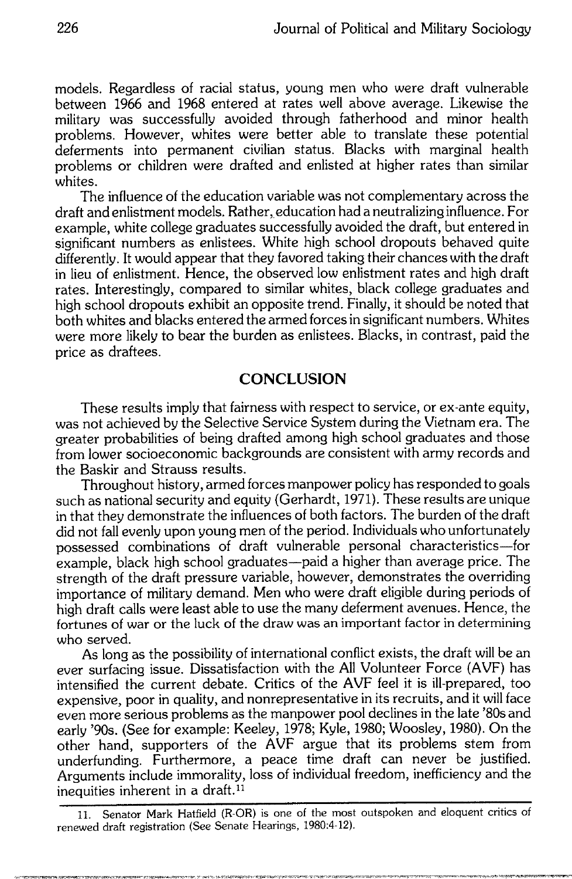models. Regardless of racial status, young men who were draft vulnerable between 1966 and 1968 entered at rates well above average. Likewise the military was successfully avoided through fatherhood and minor health problems. However, whites were better able to translate these potential deferments into permanent civilian status. Blacks with marginal health problems or children were drafted and enlisted at higher rates than similar whites.

The influence of the education variable was not complementary across the draft and enlistment models. Rather, education had a neutralizing influence. For example, white college graduates successfully avoided the draft, but entered in significant numbers as enlistees. White high school dropouts behaved quite differently. It would appear that they favored taking their chances with the draft in lieu of enlistment. Hence, the observed low enlistment rates and high draft rates. Interestingly, compared to similar whites, black college graduates and high school dropouts exhibit an opposite trend. Finally, it should be noted that both whites and blacks entered the armed forces in significant numbers. Whites were more likely to bear the burden as enlistees. Blacks, in contrast, paid the price as draftees.

## CONCLUSION

These results imply that fairness with respect to service, or ex-ante equity, was not achieved by the Selective Service System during the Vietnam era. The greater probabilities of being drafted among high school graduates and those from lower socioeconomic backgrounds are consistent with army records and the Baskir and Strauss results.

Throughout history, armed forces manpower policy has responded to goals such as national security and equity (Gerhardt, 1971). These results are unique in that they demonstrate the influences of both factors. The burden of the draft did not fall evenly upon young men of the period. Individuals who unfortunately possessed combinations of draft vulnerable personal characteristics—for example, black high school graduates—paid a higher than average price. The strength of the draft pressure variable, however, demonstrates the overriding importance of military demand. Men who were draft eligible during periods of high draft calls were least able to use the many deferment avenues. Hence, the fortunes of war or the luck of the draw was an important factor in determining who served.

As long as the possibility of international conflict exists, the draft will be an ever surfacing issue. Dissatisfaction with the All Volunteer Force (AVF) has intensified the current debate. Critics of the AVF feel it is ill-prepared, too expensive, poor in quality, and nonrepresentative in its recruits, and it will face even more serious problems as the manpower pool declines in the late '80s and early '90s. (See for example: Keeley, 1978; Kyle, 1980; Woosley, 1980). On the other hand, supporters of the AVF argue that its problems stem from underfunding. Furthermore, a peace time draft can never be justified. Arguments include immorality, loss of individual freedom, inefficiency and the inequities inherent in a draft.[11]

---

11. Senator Mark Hatfield (R-OR) is one of the most outspoken and eloquent critics of renewed draft registration (See Senate Hearings, 1980:4-12).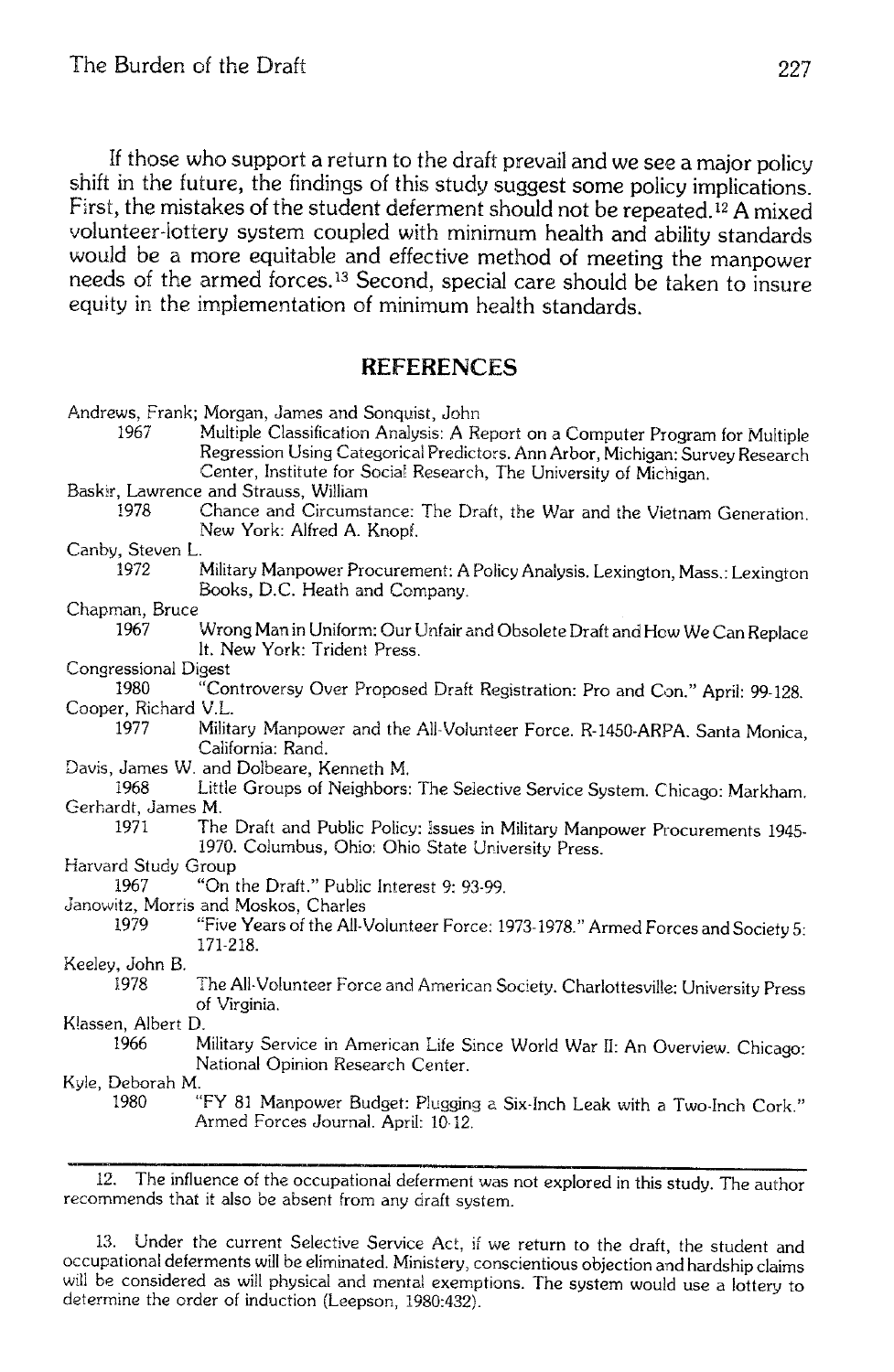If those who support a return to the draft prevail and we see a major policy shift in the future, the findings of this study suggest some policy implications. First, the mistakes of the student deferment should not be repeated.[12] A mixed volunteer-lottery system coupled with minimum health and ability standards would be a more equitable and effective method of meeting the manpower needs of the armed forces.[13] Second, special care should be taken to insure equity in the implementation of minimum health standards.

## REFERENCES

Andrews, Frank; Morgan, James and Sonquist, John
1967 Multiple Classification Analysis: A Report on a Computer Program for Multiple Regression Using Categorical Predictors. Ann Arbor, Michigan: Survey Research Center, Institute for Social Research, The University of Michigan.

Baskir, Lawrence and Strauss, William
1978 Chance and Circumstance: The Draft, the War and the Vietnam Generation. New York: Alfred A. Knopf.

Canby, Steven L.
1972 Military Manpower Procurement: A Policy Analysis. Lexington, Mass.: Lexington Books, D.C. Heath and Company.

Chapman, Bruce
1967 Wrong Man in Uniform: Our Unfair and Obsolete Draft and How We Can Replace It. New York: Trident Press.

Congressional Digest
1980 "Controversy Over Proposed Draft Registration: Pro and Con." April: 99-128.

Cooper, Richard V.L.
1977 Military Manpower and the All-Volunteer Force. R-1450-ARPA. Santa Monica, California: Rand.

Davis, James W. and Dolbeare, Kenneth M.
1968 Little Groups of Neighbors: The Selective Service System. Chicago: Markham.

Gerhardt, James M.
1971 The Draft and Public Policy: Issues in Military Manpower Procurements 1945-1970. Columbus, Ohio: Ohio State University Press.

Harvard Study Group
1967 "On the Draft." Public Interest 9: 93-99.

Janowitz, Morris and Moskos, Charles
1979 "Five Years of the All-Volunteer Force: 1973-1978." Armed Forces and Society 5: 171-218.

Keeley, John B.
1978 The All-Volunteer Force and American Society. Charlottesville: University Press of Virginia.

Klassen, Albert D.
1966 Military Service in American Life Since World War II: An Overview. Chicago: National Opinion Research Center.

Kyle, Deborah M.
1980 "FY 81 Manpower Budget: Plugging a Six-Inch Leak with a Two-Inch Cork." Armed Forces Journal. April: 10-12.

---

12. The influence of the occupational deferment was not explored in this study. The author recommends that it also be absent from any draft system.

13. Under the current Selective Service Act, if we return to the draft, the student and occupational deferments will be eliminated. Ministery, conscientious objection and hardship claims will be considered as will physical and mental exemptions. The system would use a lottery to determine the order of induction (Leepson, 1980:432).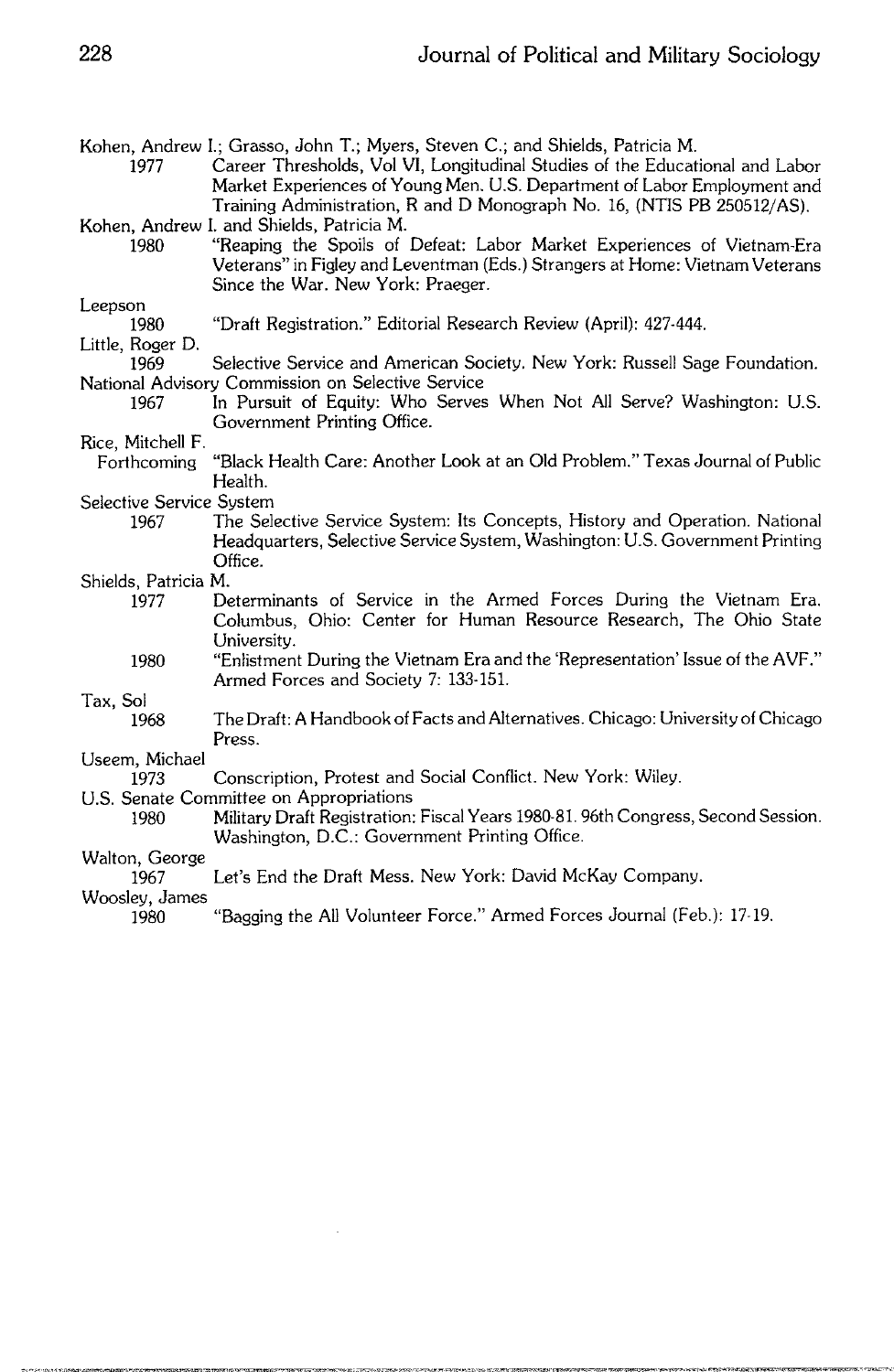Kohen, Andrew I.; Grasso, John T.; Myers, Steven C.; and Shields, Patricia M.
    1977 Career Thresholds, Vol VI, Longitudinal Studies of the Educational and Labor Market Experiences of Young Men. U.S. Department of Labor Employment and Training Administration, R and D Monograph No. 16, (NTIS PB 250512/AS).

Kohen, Andrew I. and Shields, Patricia M.
    1980 "Reaping the Spoils of Defeat: Labor Market Experiences of Vietnam-Era Veterans" in Figley and Leventman (Eds.) Strangers at Home: Vietnam Veterans Since the War. New York: Praeger.

Leepson
    1980 "Draft Registration." Editorial Research Review (April): 427-444.

Little, Roger D.
    1969 Selective Service and American Society. New York: Russell Sage Foundation.

National Advisory Commission on Selective Service
    1967 In Pursuit of Equity: Who Serves When Not All Serve? Washington: U.S. Government Printing Office.

Rice, Mitchell F.
    Forthcoming "Black Health Care: Another Look at an Old Problem." Texas Journal of Public Health.

Selective Service System
    1967 The Selective Service System: Its Concepts, History and Operation. National Headquarters, Selective Service System, Washington: U.S. Government Printing Office.

Shields, Patricia M.
    1977 Determinants of Service in the Armed Forces During the Vietnam Era. Columbus, Ohio: Center for Human Resource Research, The Ohio State University.
    1980 "Enlistment During the Vietnam Era and the 'Representation' Issue of the AVF." Armed Forces and Society 7: 133-151.

Tax, Sol
    1968 The Draft: A Handbook of Facts and Alternatives. Chicago: University of Chicago Press.

Useem, Michael
    1973 Conscription, Protest and Social Conflict. New York: Wiley.

U.S. Senate Committee on Appropriations
    1980 Military Draft Registration: Fiscal Years 1980-81. 96th Congress, Second Session. Washington, D.C.: Government Printing Office.

Walton, George
    1967 Let's End the Draft Mess. New York: David McKay Company.

Woosley, James
    1980 "Bagging the All Volunteer Force." Armed Forces Journal (Feb.): 17-19.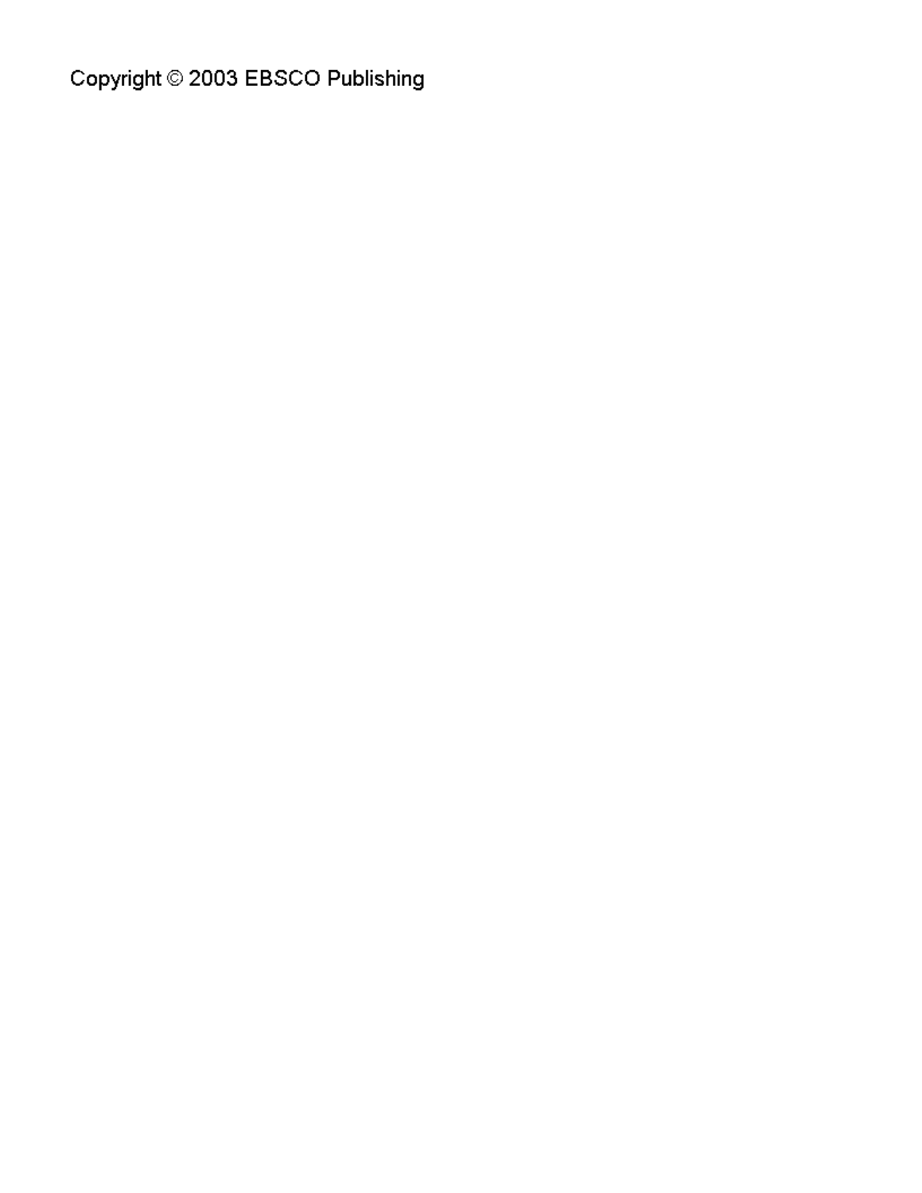Copyright © 2003 EBSCO Publishing